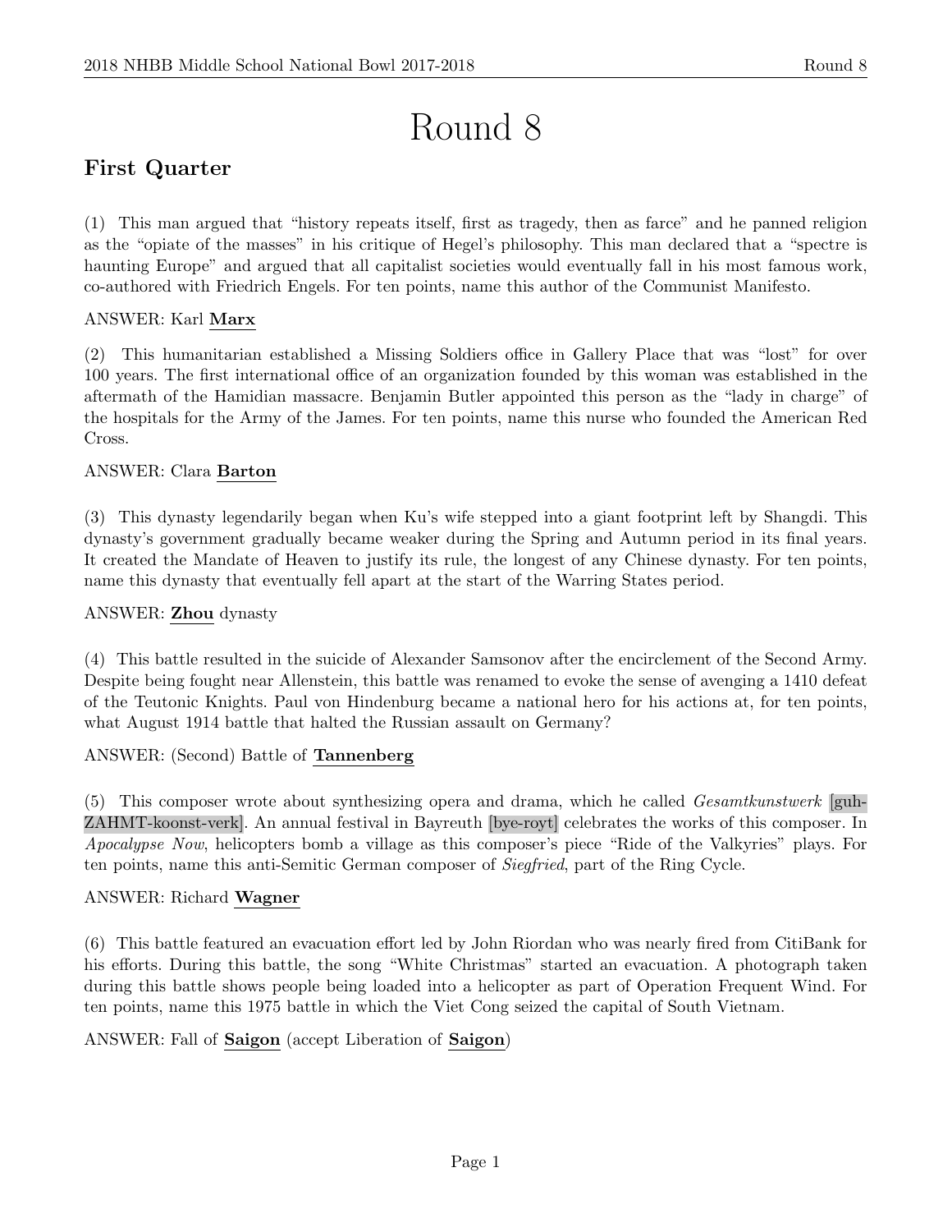# Round 8

## First Quarter

(1) This man argued that "history repeats itself, first as tragedy, then as farce" and he panned religion as the "opiate of the masses" in his critique of Hegel's philosophy. This man declared that a "spectre is haunting Europe" and argued that all capitalist societies would eventually fall in his most famous work, co-authored with Friedrich Engels. For ten points, name this author of the Communist Manifesto.

ANSWER: Karl **Marx**

(2) This humanitarian established a Missing Soldiers office in Gallery Place that was "lost" for over 100 years. The first international office of an organization founded by this woman was established in the aftermath of the Hamidian massacre. Benjamin Butler appointed this person as the "lady in charge" of the hospitals for the Army of the James. For ten points, name this nurse who founded the American Red Cross.

ANSWER: Clara **Barton**

(3) This dynasty legendarily began when Ku's wife stepped into a giant footprint left by Shangdi. This dynasty's government gradually became weaker during the Spring and Autumn period in its final years. It created the Mandate of Heaven to justify its rule, the longest of any Chinese dynasty. For ten points, name this dynasty that eventually fell apart at the start of the Warring States period.

ANSWER: **Zhou** dynasty

(4) This battle resulted in the suicide of Alexander Samsonov after the encirclement of the Second Army. Despite being fought near Allenstein, this battle was renamed to evoke the sense of avenging a 1410 defeat of the Teutonic Knights. Paul von Hindenburg became a national hero for his actions at, for ten points, what August 1914 battle that halted the Russian assault on Germany?

ANSWER: (Second) Battle of **Tannenberg**

(5) This composer wrote about synthesizing opera and drama, which he called *Gesamtkunstwerk* [guh-ZAHMT-koonst-verk]. An annual festival in Bayreuth [bye-royt] celebrates the works of this composer. In *Apocalypse Now*, helicopters bomb a village as this composer's piece "Ride of the Valkyries" plays. For ten points, name this anti-Semitic German composer of *Siegfried*, part of the Ring Cycle.

ANSWER: Richard **Wagner**

(6) This battle featured an evacuation effort led by John Riordan who was nearly fired from CitiBank for his efforts. During this battle, the song "White Christmas" started an evacuation. A photograph taken during this battle shows people being loaded into a helicopter as part of Operation Frequent Wind. For ten points, name this 1975 battle in which the Viet Cong seized the capital of South Vietnam.

ANSWER: Fall of **Saigon** (accept Liberation of **Saigon**)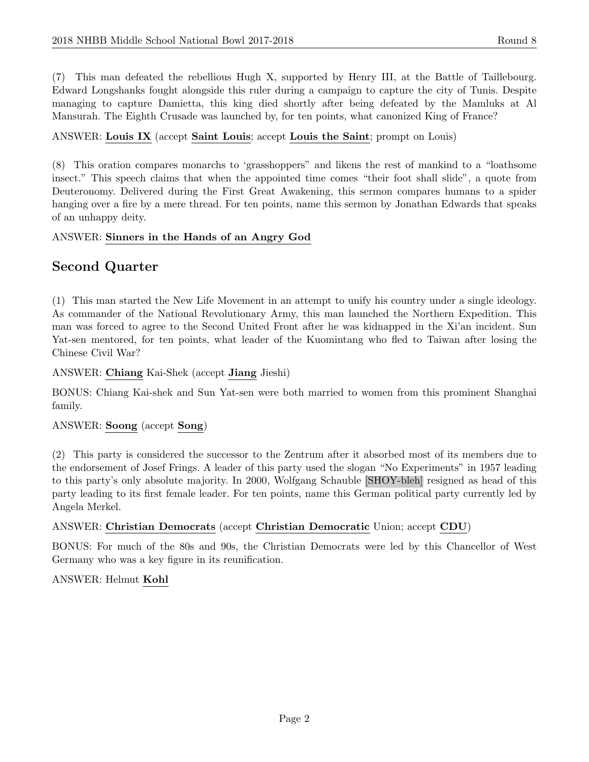(7) This man defeated the rebellious Hugh X, supported by Henry III, at the Battle of Taillebourg. Edward Longshanks fought alongside this ruler during a campaign to capture the city of Tunis. Despite managing to capture Damietta, this king died shortly after being defeated by the Mamluks at Al Mansurah. The Eighth Crusade was launched by, for ten points, what canonized King of France?

ANSWER: **Louis IX** (accept **Saint Louis**; accept **Louis the Saint**; prompt on Louis)

(8) This oration compares monarchs to 'grasshoppers" and likens the rest of mankind to a "loathsome insect." This speech claims that when the appointed time comes "their foot shall slide", a quote from Deuteronomy. Delivered during the First Great Awakening, this sermon compares humans to a spider hanging over a fire by a mere thread. For ten points, name this sermon by Jonathan Edwards that speaks of an unhappy deity.

ANSWER: **Sinners in the Hands of an Angry God**

## Second Quarter

(1) This man started the New Life Movement in an attempt to unify his country under a single ideology. As commander of the National Revolutionary Army, this man launched the Northern Expedition. This man was forced to agree to the Second United Front after he was kidnapped in the Xi'an incident. Sun Yat-sen mentored, for ten points, what leader of the Kuomintang who fled to Taiwan after losing the Chinese Civil War?

ANSWER: **Chiang** Kai-Shek (accept **Jiang** Jieshi)

BONUS: Chiang Kai-shek and Sun Yat-sen were both married to women from this prominent Shanghai family.

ANSWER: **Soong** (accept **Song**)

(2) This party is considered the successor to the Zentrum after it absorbed most of its members due to the endorsement of Josef Frings. A leader of this party used the slogan "No Experiments" in 1957 leading to this party's only absolute majority. In 2000, Wolfgang Schauble [SHOY-bleh] resigned as head of this party leading to its first female leader. For ten points, name this German political party currently led by Angela Merkel.

ANSWER: **Christian Democrats** (accept **Christian Democratic** Union; accept **CDU**)

BONUS: For much of the 80s and 90s, the Christian Democrats were led by this Chancellor of West Germany who was a key figure in its reunification.

ANSWER: Helmut **Kohl**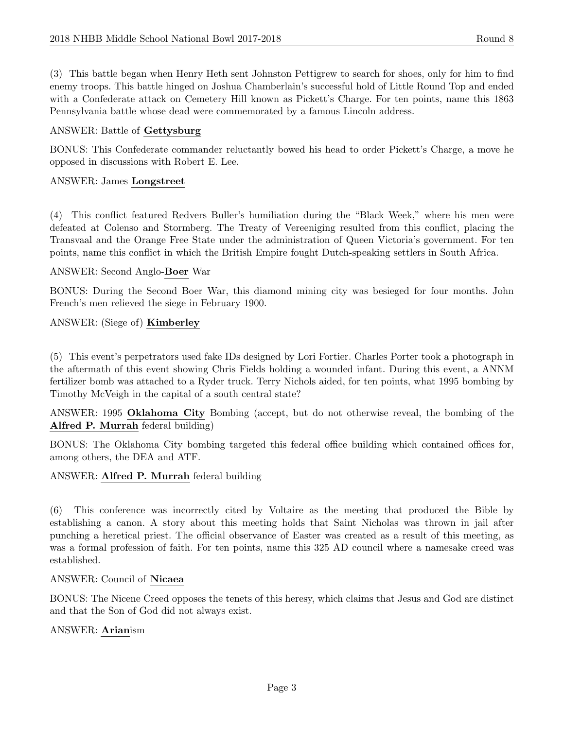(3) This battle began when Henry Heth sent Johnston Pettigrew to search for shoes, only for him to find enemy troops. This battle hinged on Joshua Chamberlain's successful hold of Little Round Top and ended with a Confederate attack on Cemetery Hill known as Pickett's Charge. For ten points, name this 1863 Pennsylvania battle whose dead were commemorated by a famous Lincoln address.

ANSWER: Battle of **Gettysburg**

BONUS: This Confederate commander reluctantly bowed his head to order Pickett's Charge, a move he opposed in discussions with Robert E. Lee.

ANSWER: James **Longstreet**

(4) This conflict featured Redvers Buller's humiliation during the "Black Week," where his men were defeated at Colenso and Stormberg. The Treaty of Vereeniging resulted from this conflict, placing the Transvaal and the Orange Free State under the administration of Queen Victoria's government. For ten points, name this conflict in which the British Empire fought Dutch-speaking settlers in South Africa.

ANSWER: Second Anglo-**Boer** War

BONUS: During the Second Boer War, this diamond mining city was besieged for four months. John French's men relieved the siege in February 1900.

ANSWER: (Siege of) **Kimberley**

(5) This event's perpetrators used fake IDs designed by Lori Fortier. Charles Porter took a photograph in the aftermath of this event showing Chris Fields holding a wounded infant. During this event, a ANNM fertilizer bomb was attached to a Ryder truck. Terry Nichols aided, for ten points, what 1995 bombing by Timothy McVeigh in the capital of a south central state?

ANSWER: 1995 **Oklahoma City** Bombing (accept, but do not otherwise reveal, the bombing of the **Alfred P. Murrah** federal building)

BONUS: The Oklahoma City bombing targeted this federal office building which contained offices for, among others, the DEA and ATF.

ANSWER: **Alfred P. Murrah** federal building

(6) This conference was incorrectly cited by Voltaire as the meeting that produced the Bible by establishing a canon. A story about this meeting holds that Saint Nicholas was thrown in jail after punching a heretical priest. The official observance of Easter was created as a result of this meeting, as was a formal profession of faith. For ten points, name this 325 AD council where a namesake creed was established.

ANSWER: Council of **Nicaea**

BONUS: The Nicene Creed opposes the tenets of this heresy, which claims that Jesus and God are distinct and that the Son of God did not always exist.

ANSWER: **Arian**ism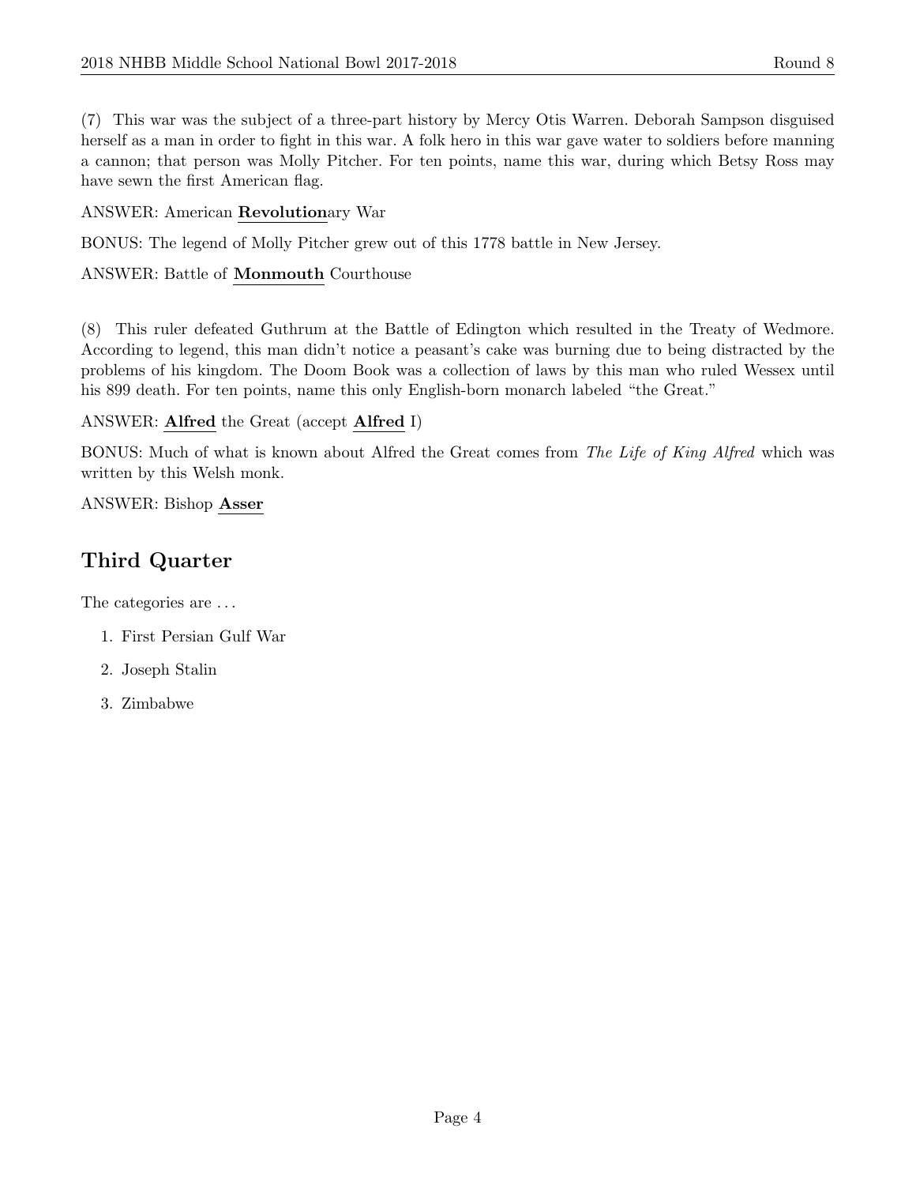(7) This war was the subject of a three-part history by Mercy Otis Warren. Deborah Sampson disguised herself as a man in order to fight in this war. A folk hero in this war gave water to soldiers before manning a cannon; that person was Molly Pitcher. For ten points, name this war, during which Betsy Ross may have sewn the first American flag.

ANSWER: American **Revolution**ary War

BONUS: The legend of Molly Pitcher grew out of this 1778 battle in New Jersey.

ANSWER: Battle of **Monmouth** Courthouse

(8) This ruler defeated Guthrum at the Battle of Edington which resulted in the Treaty of Wedmore. According to legend, this man didn't notice a peasant's cake was burning due to being distracted by the problems of his kingdom. The Doom Book was a collection of laws by this man who ruled Wessex until his 899 death. For ten points, name this only English-born monarch labeled "the Great."

ANSWER: **Alfred** the Great (accept **Alfred** I)

BONUS: Much of what is known about Alfred the Great comes from *The Life of King Alfred* which was written by this Welsh monk.

ANSWER: Bishop **Asser**

## Third Quarter

The categories are ...

1. First Persian Gulf War
2. Joseph Stalin
3. Zimbabwe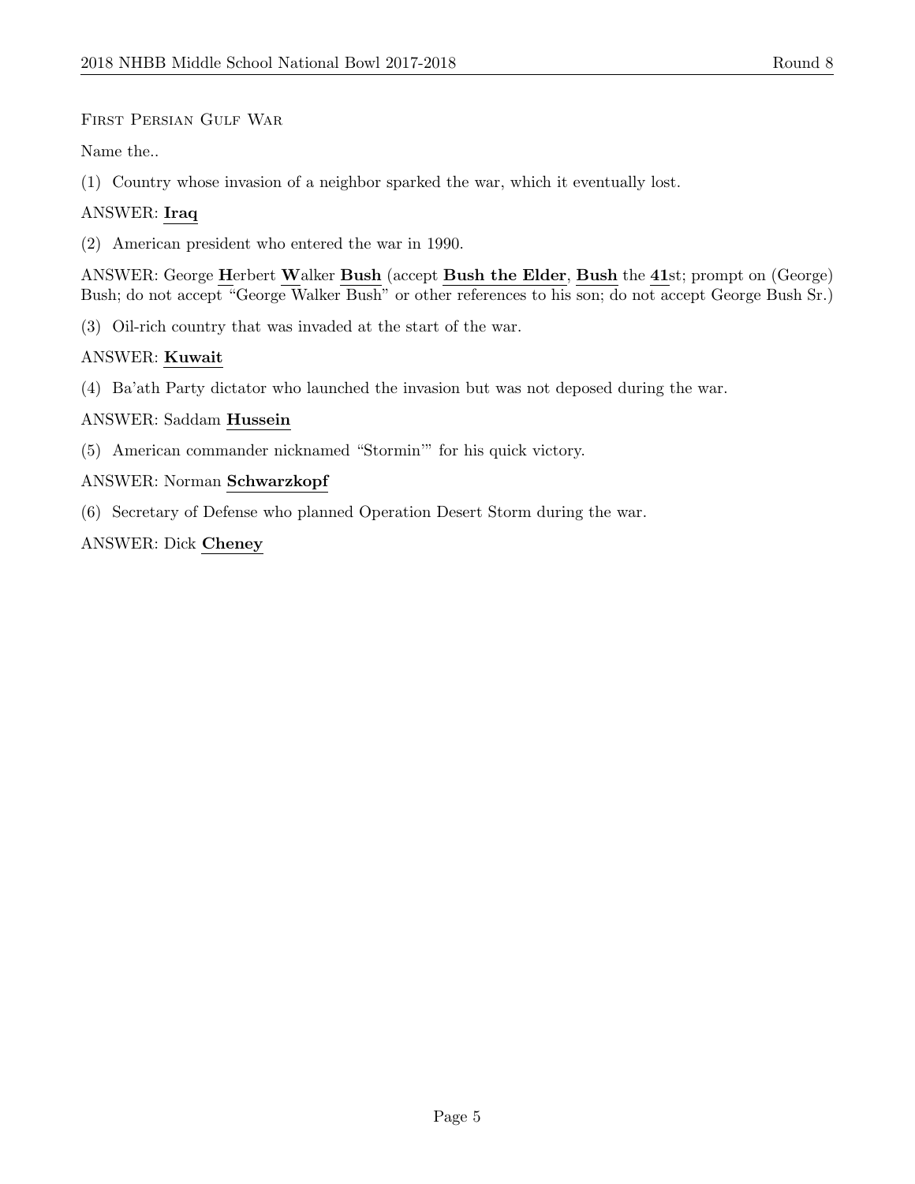First Persian Gulf War

Name the..

(1) Country whose invasion of a neighbor sparked the war, which it eventually lost.

ANSWER: **Iraq**

(2) American president who entered the war in 1990.

ANSWER: George **H**erbert **W**alker **Bush** (accept **Bush the Elder**, **Bush** the **41**st; prompt on (George) Bush; do not accept "George Walker Bush" or other references to his son; do not accept George Bush Sr.)

(3) Oil-rich country that was invaded at the start of the war.

ANSWER: **Kuwait**

(4) Ba'ath Party dictator who launched the invasion but was not deposed during the war.

ANSWER: Saddam **Hussein**

(5) American commander nicknamed "Stormin'" for his quick victory.

ANSWER: Norman **Schwarzkopf**

(6) Secretary of Defense who planned Operation Desert Storm during the war.

ANSWER: Dick **Cheney**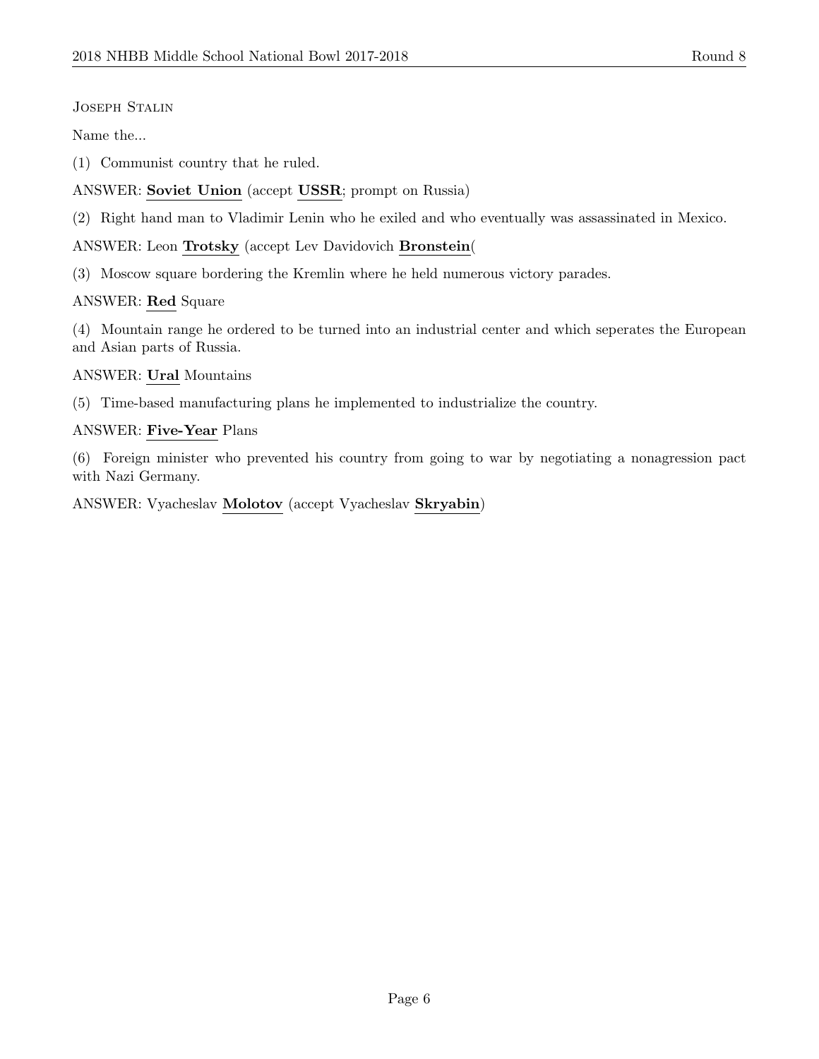Joseph Stalin

Name the...

(1) Communist country that he ruled.

ANSWER: **Soviet Union** (accept **USSR**; prompt on Russia)

(2) Right hand man to Vladimir Lenin who he exiled and who eventually was assassinated in Mexico.

ANSWER: Leon **Trotsky** (accept Lev Davidovich **Bronstein**(

(3) Moscow square bordering the Kremlin where he held numerous victory parades.

ANSWER: **Red** Square

(4) Mountain range he ordered to be turned into an industrial center and which seperates the European and Asian parts of Russia.

ANSWER: **Ural** Mountains

(5) Time-based manufacturing plans he implemented to industrialize the country.

ANSWER: **Five-Year** Plans

(6) Foreign minister who prevented his country from going to war by negotiating a nonagression pact with Nazi Germany.

ANSWER: Vyacheslav **Molotov** (accept Vyacheslav **Skryabin**)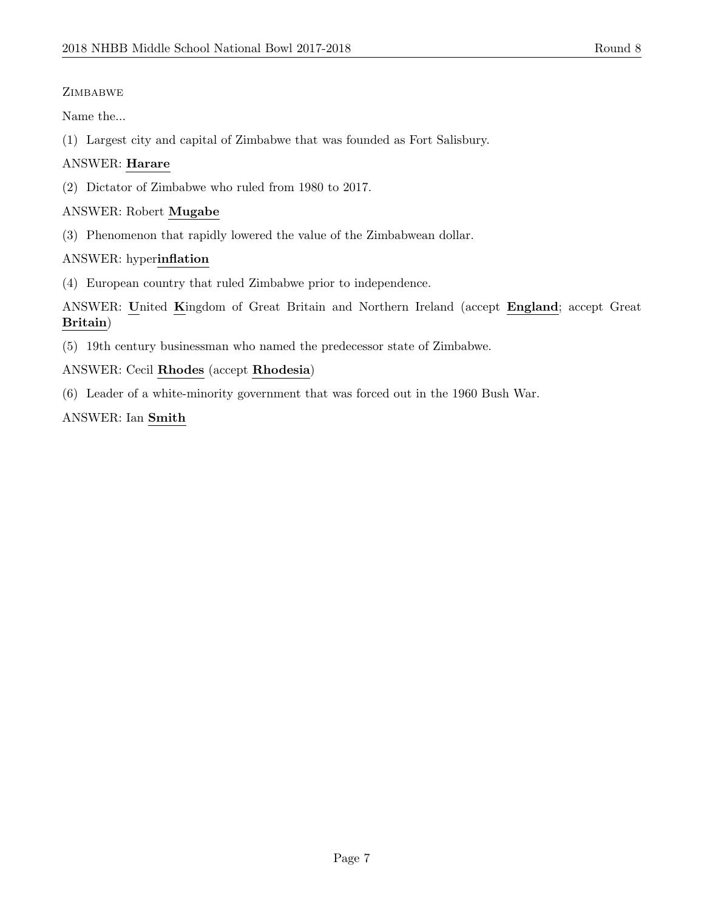Zimbabwe

Name the...

(1) Largest city and capital of Zimbabwe that was founded as Fort Salisbury.

ANSWER: **Harare**

(2) Dictator of Zimbabwe who ruled from 1980 to 2017.

ANSWER: Robert **Mugabe**

(3) Phenomenon that rapidly lowered the value of the Zimbabwean dollar.

ANSWER: hyper**inflation**

(4) European country that ruled Zimbabwe prior to independence.

ANSWER: **U**nited **K**ingdom of Great Britain and Northern Ireland (accept **England**; accept Great **Britain**)

(5) 19th century businessman who named the predecessor state of Zimbabwe.

ANSWER: Cecil **Rhodes** (accept **Rhodesia**)

(6) Leader of a white-minority government that was forced out in the 1960 Bush War.

ANSWER: Ian **Smith**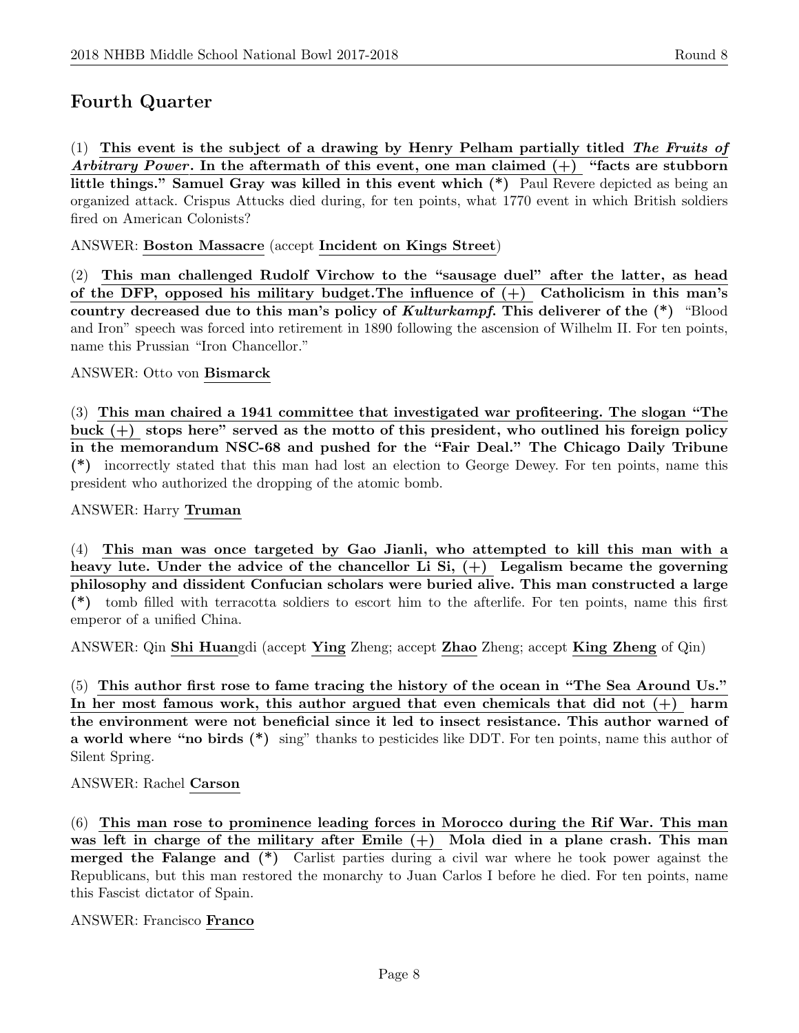## Fourth Quarter

(1) **This event is the subject of a drawing by Henry Pelham partially titled *The Fruits of Arbitrary Power*. In the aftermath of this event, one man claimed (+) "facts are stubborn little things." Samuel Gray was killed in this event which (*)** Paul Revere depicted as being an organized attack. Crispus Attucks died during, for ten points, what 1770 event in which British soldiers fired on American Colonists?

ANSWER: **Boston Massacre** (accept **Incident on Kings Street**)

(2) **This man challenged Rudolf Virchow to the "sausage duel" after the latter, as head of the DFP, opposed his military budget.The influence of (+) Catholicism in this man's country decreased due to this man's policy of *Kulturkampf*. This deliverer of the (*)** "Blood and Iron" speech was forced into retirement in 1890 following the ascension of Wilhelm II. For ten points, name this Prussian "Iron Chancellor."

ANSWER: Otto von **Bismarck**

(3) **This man chaired a 1941 committee that investigated war profiteering. The slogan "The buck (+) stops here" served as the motto of this president, who outlined his foreign policy in the memorandum NSC-68 and pushed for the "Fair Deal." The Chicago Daily Tribune (*)** incorrectly stated that this man had lost an election to George Dewey. For ten points, name this president who authorized the dropping of the atomic bomb.

ANSWER: Harry **Truman**

(4) **This man was once targeted by Gao Jianli, who attempted to kill this man with a heavy lute. Under the advice of the chancellor Li Si, (+) Legalism became the governing philosophy and dissident Confucian scholars were buried alive. This man constructed a large (*)** tomb filled with terracotta soldiers to escort him to the afterlife. For ten points, name this first emperor of a unified China.

ANSWER: Qin **Shi Huan**gdi (accept **Ying** Zheng; accept **Zhao** Zheng; accept **King Zheng** of Qin)

(5) **This author first rose to fame tracing the history of the ocean in "The Sea Around Us." In her most famous work, this author argued that even chemicals that did not (+) harm the environment were not beneficial since it led to insect resistance. This author warned of a world where "no birds (*)** sing" thanks to pesticides like DDT. For ten points, name this author of Silent Spring.

ANSWER: Rachel **Carson**

(6) **This man rose to prominence leading forces in Morocco during the Rif War. This man was left in charge of the military after Emile (+) Mola died in a plane crash. This man merged the Falange and (*)** Carlist parties during a civil war where he took power against the Republicans, but this man restored the monarchy to Juan Carlos I before he died. For ten points, name this Fascist dictator of Spain.

ANSWER: Francisco **Franco**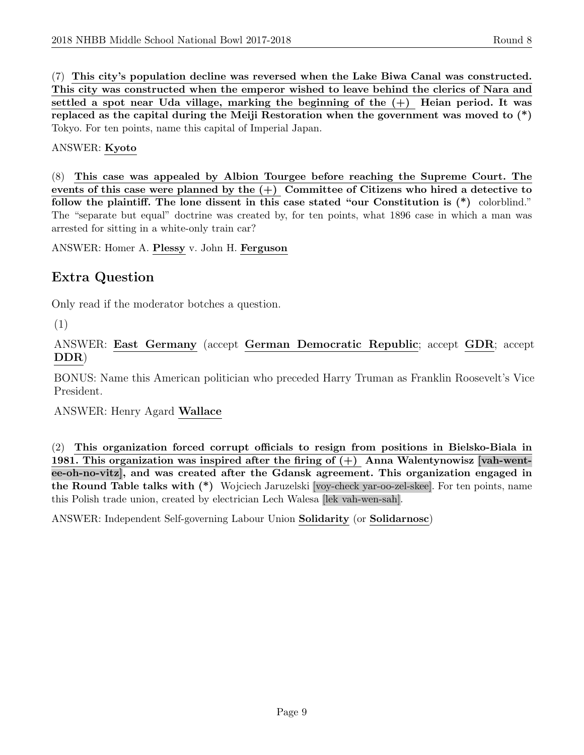(7) **This city's population decline was reversed when the Lake Biwa Canal was constructed. This city was constructed when the emperor wished to leave behind the clerics of Nara and settled a spot near Uda village, marking the beginning of the (+) Heian period. It was replaced as the capital during the Meiji Restoration when the government was moved to (*)** Tokyo. For ten points, name this capital of Imperial Japan.

ANSWER: **Kyoto**

(8) **This case was appealed by Albion Tourgee before reaching the Supreme Court. The events of this case were planned by the (+) Committee of Citizens who hired a detective to follow the plaintiff. The lone dissent in this case stated "our Constitution is (*)** colorblind." The "separate but equal" doctrine was created by, for ten points, what 1896 case in which a man was arrested for sitting in a white-only train car?

ANSWER: Homer A. **Plessy** v. John H. **Ferguson**

## Extra Question

Only read if the moderator botches a question.

(1)

ANSWER: **East Germany** (accept **German Democratic Republic**; accept **GDR**; accept **DDR**)

BONUS: Name this American politician who preceded Harry Truman as Franklin Roosevelt's Vice President.

ANSWER: Henry Agard **Wallace**

(2) **This organization forced corrupt officials to resign from positions in Bielsko-Biala in 1981. This organization was inspired after the firing of (+) Anna Walentynowisz [vah-went-ee-oh-no-vitz], and was created after the Gdansk agreement. This organization engaged in the Round Table talks with (*)** Wojciech Jaruzelski [voy-check yar-oo-zel-skee]. For ten points, name this Polish trade union, created by electrician Lech Walesa [lek vah-wen-sah].

ANSWER: Independent Self-governing Labour Union **Solidarity** (or **Solidarnosc**)